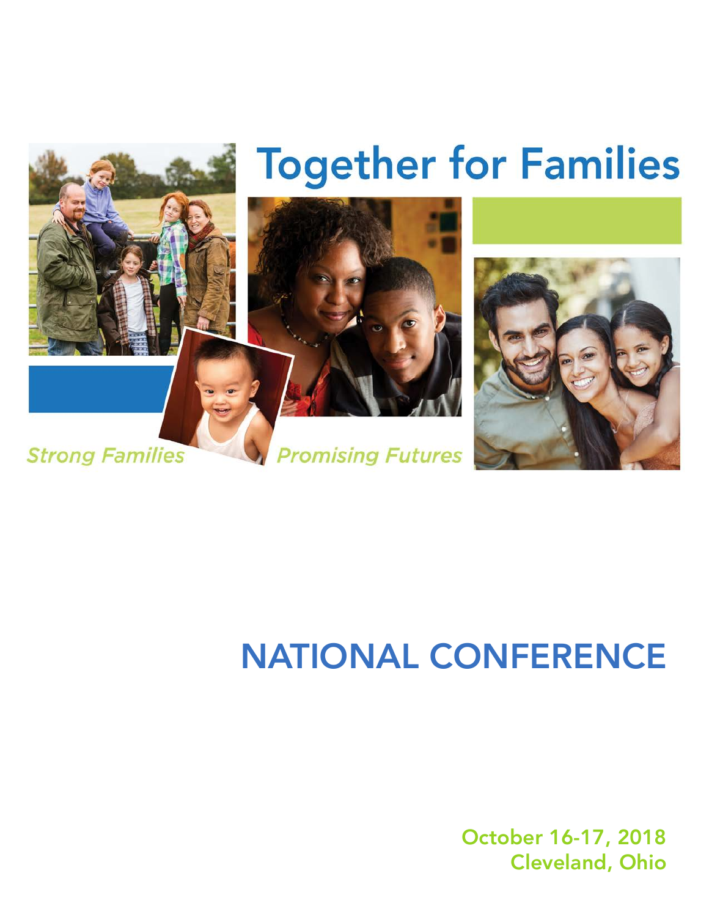# Together for Families

*Strong Families* *Promising Futures*

## NATIONAL CONFERENCE

October 16-17, 2018
Cleveland, Ohio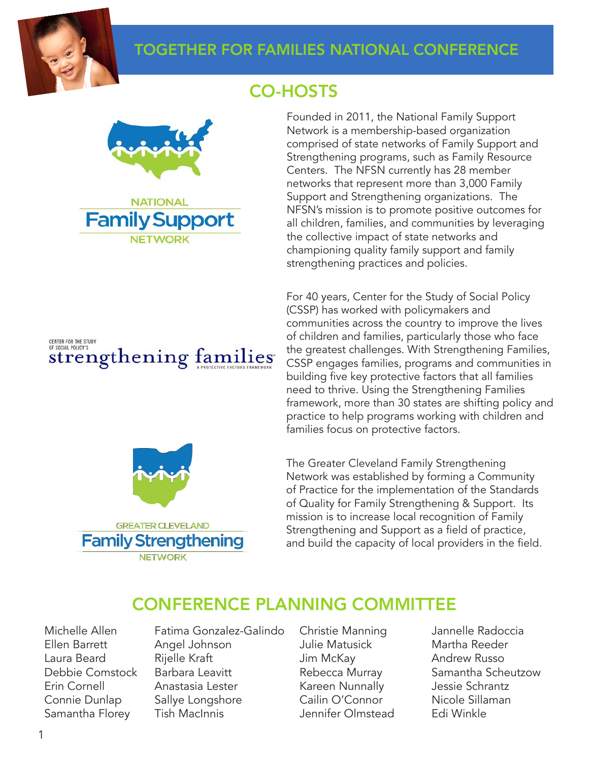# TOGETHER FOR FAMILIES NATIONAL CONFERENCE

## CO-HOSTS

NATIONAL Family Support NETWORK

Founded in 2011, the National Family Support Network is a membership-based organization comprised of state networks of Family Support and Strengthening programs, such as Family Resource Centers. The NFSN currently has 28 member networks that represent more than 3,000 Family Support and Strengthening organizations. The NFSN's mission is to promote positive outcomes for all children, families, and communities by leveraging the collective impact of state networks and championing quality family support and family strengthening practices and policies.

CENTER FOR THE STUDY OF SOCIAL POLICY'S strengthening families A PROTECTIVE FACTORS FRAMEWORK

For 40 years, Center for the Study of Social Policy (CSSP) has worked with policymakers and communities across the country to improve the lives of children and families, particularly those who face the greatest challenges. With Strengthening Families, CSSP engages families, programs and communities in building five key protective factors that all families need to thrive. Using the Strengthening Families framework, more than 30 states are shifting policy and practice to help programs working with children and families focus on protective factors.

GREATER CLEVELAND Family Strengthening NETWORK

The Greater Cleveland Family Strengthening Network was established by forming a Community of Practice for the implementation of the Standards of Quality for Family Strengthening & Support. Its mission is to increase local recognition of Family Strengthening and Support as a field of practice, and build the capacity of local providers in the field.

## CONFERENCE PLANNING COMMITTEE

Michelle Allen
Ellen Barrett
Laura Beard
Debbie Comstock
Erin Cornell
Connie Dunlap
Samantha Florey
Fatima Gonzalez-Galindo
Angel Johnson
Rijelle Kraft
Barbara Leavitt
Anastasia Lester
Sallye Longshore
Tish MacInnis
Christie Manning
Julie Matusick
Jim McKay
Rebecca Murray
Kareen Nunnally
Cailin O'Connor
Jennifer Olmstead
Jannelle Radoccia
Martha Reeder
Andrew Russo
Samantha Scheutzow
Jessie Schrantz
Nicole Sillaman
Edi Winkle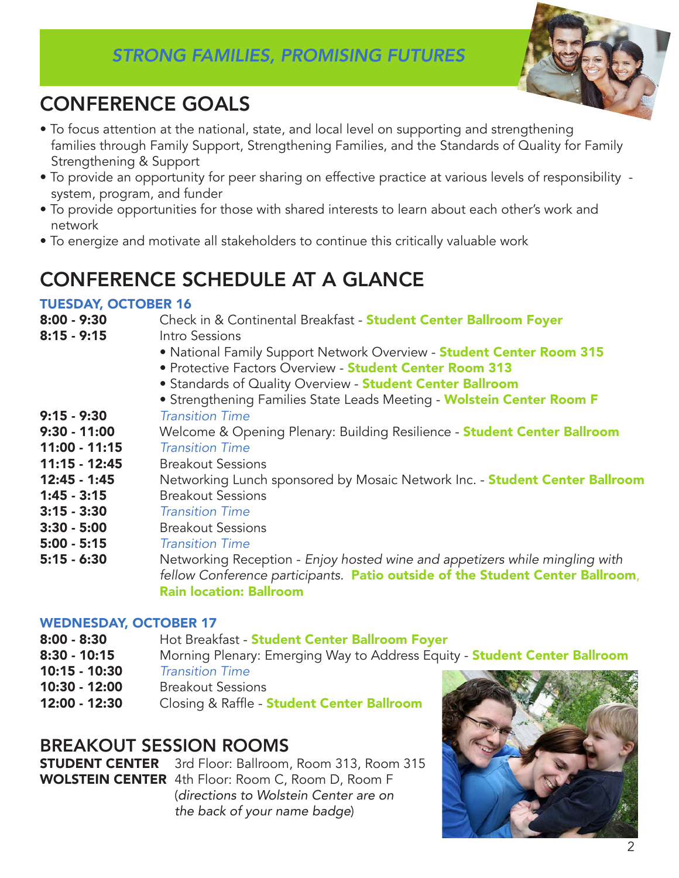## *STRONG FAMILIES, PROMISING FUTURES*

# CONFERENCE GOALS

- To focus attention at the national, state, and local level on supporting and strengthening families through Family Support, Strengthening Families, and the Standards of Quality for Family Strengthening & Support
- To provide an opportunity for peer sharing on effective practice at various levels of responsibility - system, program, and funder
- To provide opportunities for those with shared interests to learn about each other's work and network
- To energize and motivate all stakeholders to continue this critically valuable work

# CONFERENCE SCHEDULE AT A GLANCE

### TUESDAY, OCTOBER 16

**8:00 - 9:30** Check in & Continental Breakfast - **Student Center Ballroom Foyer**

**8:15 - 9:15** Intro Sessions
- National Family Support Network Overview - **Student Center Room 315**
- Protective Factors Overview - **Student Center Room 313**
- Standards of Quality Overview - **Student Center Ballroom**
- Strengthening Families State Leads Meeting - **Wolstein Center Room F**

**9:15 - 9:30** *Transition Time*

**9:30 - 11:00** Welcome & Opening Plenary: Building Resilience - **Student Center Ballroom**

**11:00 - 11:15** *Transition Time*

**11:15 - 12:45** Breakout Sessions

**12:45 - 1:45** Networking Lunch sponsored by Mosaic Network Inc. - **Student Center Ballroom**

**1:45 - 3:15** Breakout Sessions

**3:15 - 3:30** *Transition Time*

**3:30 - 5:00** Breakout Sessions

**5:00 - 5:15** *Transition Time*

**5:15 - 6:30** Networking Reception - *Enjoy hosted wine and appetizers while mingling with fellow Conference participants.* **Patio outside of the Student Center Ballroom**, **Rain location: Ballroom**

### WEDNESDAY, OCTOBER 17

**8:00 - 8:30** Hot Breakfast - **Student Center Ballroom Foyer**

**8:30 - 10:15** Morning Plenary: Emerging Way to Address Equity - **Student Center Ballroom**

**10:15 - 10:30** *Transition Time*

**10:30 - 12:00** Breakout Sessions

**12:00 - 12:30** Closing & Raffle - **Student Center Ballroom**

# BREAKOUT SESSION ROOMS

**STUDENT CENTER** 3rd Floor: Ballroom, Room 313, Room 315

**WOLSTEIN CENTER** 4th Floor: Room C, Room D, Room F
(*directions to Wolstein Center are on the back of your name badge*)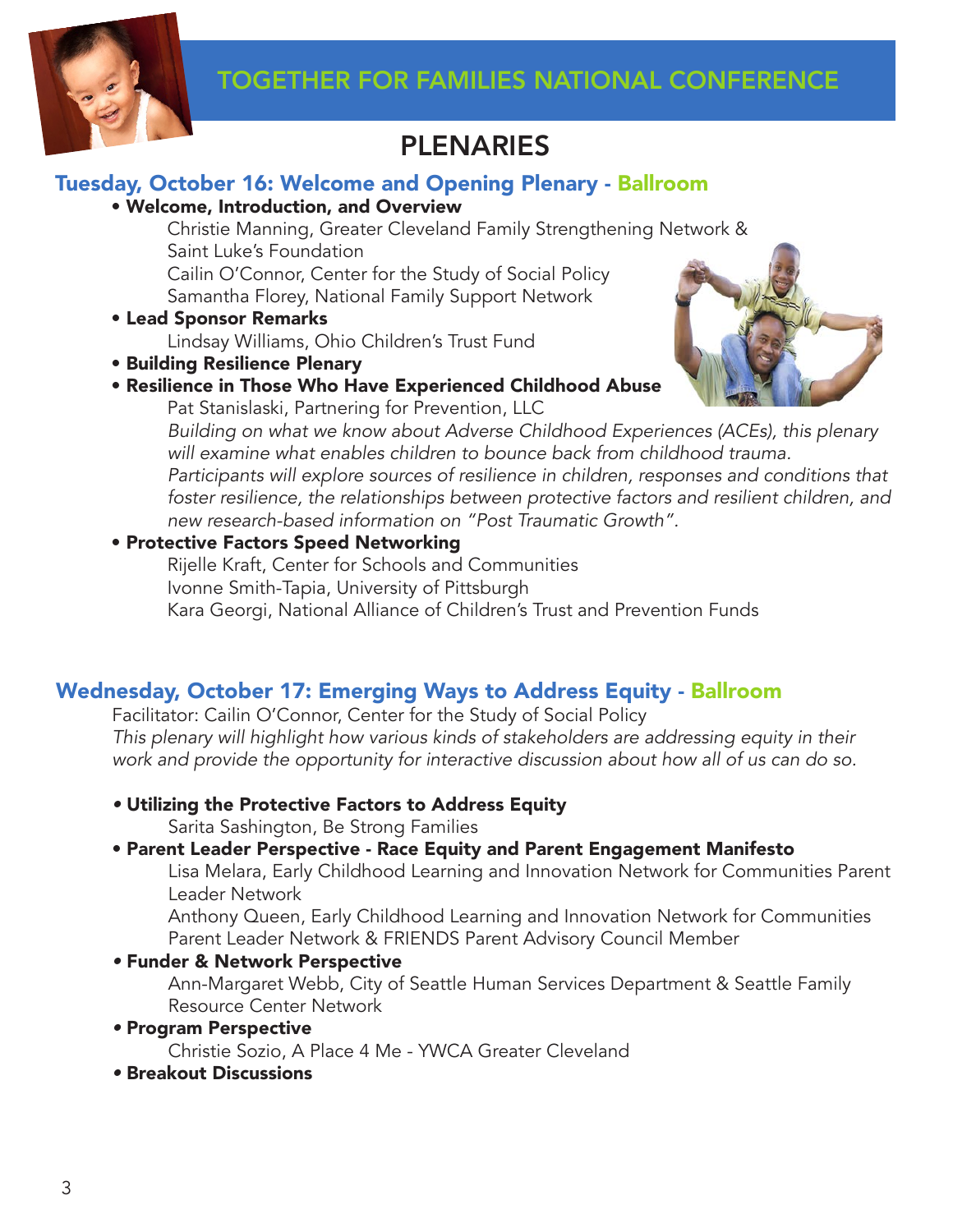# TOGETHER FOR FAMILIES NATIONAL CONFERENCE

## PLENARIES

### Tuesday, October 16: Welcome and Opening Plenary - Ballroom

- **Welcome, Introduction, and Overview**

  Christie Manning, Greater Cleveland Family Strengthening Network & Saint Luke's Foundation
  Cailin O'Connor, Center for the Study of Social Policy
  Samantha Florey, National Family Support Network

- **Lead Sponsor Remarks**

  Lindsay Williams, Ohio Children's Trust Fund

- **Building Resilience Plenary**
- **Resilience in Those Who Have Experienced Childhood Abuse**

  Pat Stanislaski, Partnering for Prevention, LLC

  *Building on what we know about Adverse Childhood Experiences (ACEs), this plenary will examine what enables children to bounce back from childhood trauma. Participants will explore sources of resilience in children, responses and conditions that foster resilience, the relationships between protective factors and resilient children, and new research-based information on "Post Traumatic Growth".*

- **Protective Factors Speed Networking**

  Rijelle Kraft, Center for Schools and Communities
  Ivonne Smith-Tapia, University of Pittsburgh
  Kara Georgi, National Alliance of Children's Trust and Prevention Funds

### Wednesday, October 17: Emerging Ways to Address Equity - Ballroom

Facilitator: Cailin O'Connor, Center for the Study of Social Policy

*This plenary will highlight how various kinds of stakeholders are addressing equity in their work and provide the opportunity for interactive discussion about how all of us can do so.*

- **Utilizing the Protective Factors to Address Equity**

  Sarita Sashington, Be Strong Families

- **Parent Leader Perspective - Race Equity and Parent Engagement Manifesto**

  Lisa Melara, Early Childhood Learning and Innovation Network for Communities Parent Leader Network
  Anthony Queen, Early Childhood Learning and Innovation Network for Communities Parent Leader Network & FRIENDS Parent Advisory Council Member

- **Funder & Network Perspective**

  Ann-Margaret Webb, City of Seattle Human Services Department & Seattle Family Resource Center Network

- **Program Perspective**

  Christie Sozio, A Place 4 Me - YWCA Greater Cleveland

- **Breakout Discussions**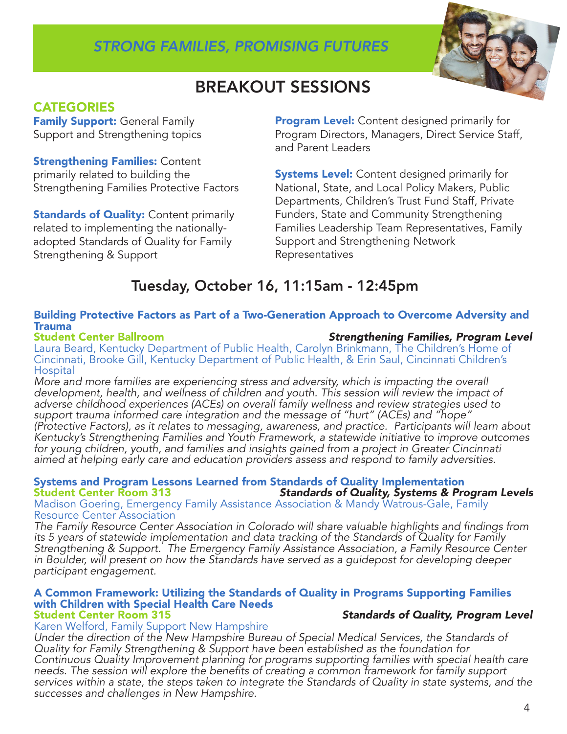*STRONG FAMILIES, PROMISING FUTURES*

# BREAKOUT SESSIONS

## CATEGORIES

**Family Support:** General Family Support and Strengthening topics

**Strengthening Families:** Content primarily related to building the Strengthening Families Protective Factors

**Standards of Quality:** Content primarily related to implementing the nationally-adopted Standards of Quality for Family Strengthening & Support

**Program Level:** Content designed primarily for Program Directors, Managers, Direct Service Staff, and Parent Leaders

**Systems Level:** Content designed primarily for National, State, and Local Policy Makers, Public Departments, Children's Trust Fund Staff, Private Funders, State and Community Strengthening Families Leadership Team Representatives, Family Support and Strengthening Network Representatives

## Tuesday, October 16, 11:15am - 12:45pm

### Building Protective Factors as Part of a Two-Generation Approach to Overcome Adversity and Trauma

**Student Center Ballroom** — ***Strengthening Families, Program Level***

Laura Beard, Kentucky Department of Public Health, Carolyn Brinkmann, The Children's Home of Cincinnati, Brooke Gill, Kentucky Department of Public Health, & Erin Saul, Cincinnati Children's Hospital

*More and more families are experiencing stress and adversity, which is impacting the overall development, health, and wellness of children and youth. This session will review the impact of adverse childhood experiences (ACEs) on overall family wellness and review strategies used to support trauma informed care integration and the message of "hurt" (ACEs) and "hope" (Protective Factors), as it relates to messaging, awareness, and practice. Participants will learn about Kentucky's Strengthening Families and Youth Framework, a statewide initiative to improve outcomes for young children, youth, and families and insights gained from a project in Greater Cincinnati aimed at helping early care and education providers assess and respond to family adversities.*

### Systems and Program Lessons Learned from Standards of Quality Implementation

**Student Center Room 313** — ***Standards of Quality, Systems & Program Levels***

Madison Goering, Emergency Family Assistance Association & Mandy Watrous-Gale, Family Resource Center Association

*The Family Resource Center Association in Colorado will share valuable highlights and findings from its 5 years of statewide implementation and data tracking of the Standards of Quality for Family Strengthening & Support. The Emergency Family Assistance Association, a Family Resource Center in Boulder, will present on how the Standards have served as a guidepost for developing deeper participant engagement.*

### A Common Framework: Utilizing the Standards of Quality in Programs Supporting Families with Children with Special Health Care Needs

**Student Center Room 315** — ***Standards of Quality, Program Level***

Karen Welford, Family Support New Hampshire

*Under the direction of the New Hampshire Bureau of Special Medical Services, the Standards of Quality for Family Strengthening & Support have been established as the foundation for Continuous Quality Improvement planning for programs supporting families with special health care needs. The session will explore the benefits of creating a common framework for family support services within a state, the steps taken to integrate the Standards of Quality in state systems, and the successes and challenges in New Hampshire.*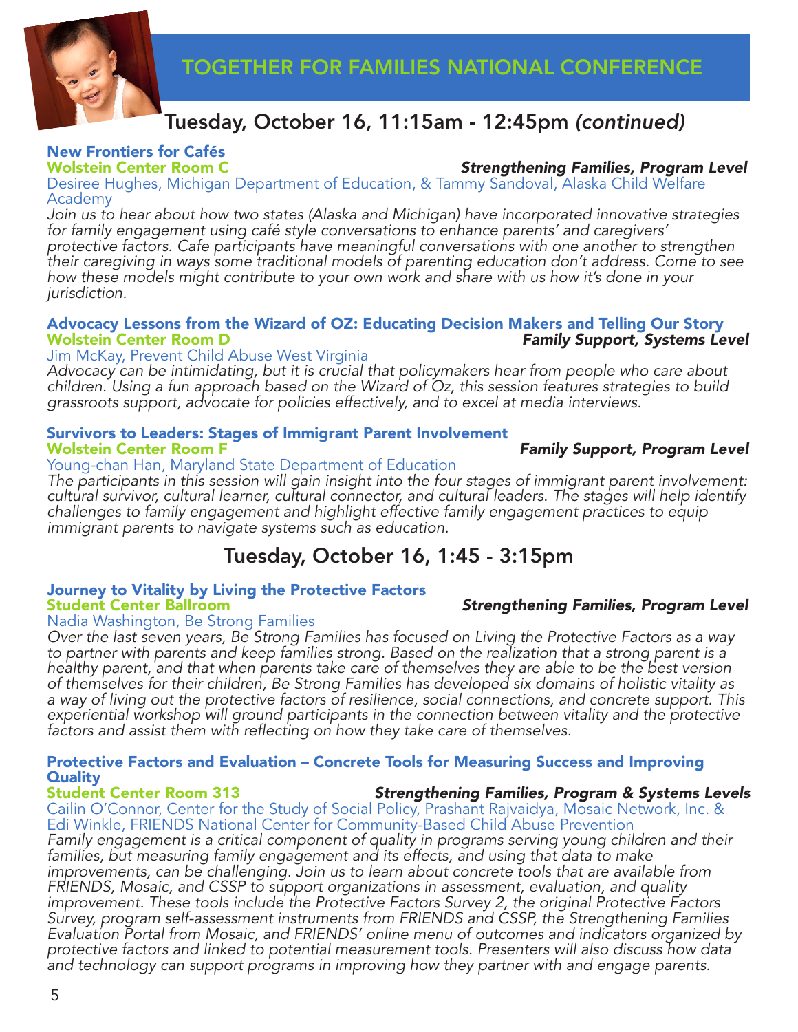# TOGETHER FOR FAMILIES NATIONAL CONFERENCE

## Tuesday, October 16, 11:15am - 12:45pm *(continued)*

### New Frontiers for Cafés

**Wolstein Center Room C** — ***Strengthening Families, Program Level***

Desiree Hughes, Michigan Department of Education, & Tammy Sandoval, Alaska Child Welfare Academy

*Join us to hear about how two states (Alaska and Michigan) have incorporated innovative strategies for family engagement using café style conversations to enhance parents' and caregivers' protective factors. Cafe participants have meaningful conversations with one another to strengthen their caregiving in ways some traditional models of parenting education don't address. Come to see how these models might contribute to your own work and share with us how it's done in your jurisdiction.*

### Advocacy Lessons from the Wizard of OZ: Educating Decision Makers and Telling Our Story

**Wolstein Center Room D** — ***Family Support, Systems Level***

Jim McKay, Prevent Child Abuse West Virginia

*Advocacy can be intimidating, but it is crucial that policymakers hear from people who care about children. Using a fun approach based on the Wizard of Oz, this session features strategies to build grassroots support, advocate for policies effectively, and to excel at media interviews.*

### Survivors to Leaders: Stages of Immigrant Parent Involvement

**Wolstein Center Room F** — ***Family Support, Program Level***

Young-chan Han, Maryland State Department of Education

*The participants in this session will gain insight into the four stages of immigrant parent involvement: cultural survivor, cultural learner, cultural connector, and cultural leaders. The stages will help identify challenges to family engagement and highlight effective family engagement practices to equip immigrant parents to navigate systems such as education.*

## Tuesday, October 16, 1:45 - 3:15pm

### Journey to Vitality by Living the Protective Factors

**Student Center Ballroom** — ***Strengthening Families, Program Level***

Nadia Washington, Be Strong Families

*Over the last seven years, Be Strong Families has focused on Living the Protective Factors as a way to partner with parents and keep families strong. Based on the realization that a strong parent is a healthy parent, and that when parents take care of themselves they are able to be the best version of themselves for their children, Be Strong Families has developed six domains of holistic vitality as a way of living out the protective factors of resilience, social connections, and concrete support. This experiential workshop will ground participants in the connection between vitality and the protective factors and assist them with reflecting on how they take care of themselves.*

### Protective Factors and Evaluation – Concrete Tools for Measuring Success and Improving Quality

**Student Center Room 313** — ***Strengthening Families, Program & Systems Levels***

Cailin O'Connor, Center for the Study of Social Policy, Prashant Rajvaidya, Mosaic Network, Inc. & Edi Winkle, FRIENDS National Center for Community-Based Child Abuse Prevention

*Family engagement is a critical component of quality in programs serving young children and their families, but measuring family engagement and its effects, and using that data to make improvements, can be challenging. Join us to learn about concrete tools that are available from FRIENDS, Mosaic, and CSSP to support organizations in assessment, evaluation, and quality improvement. These tools include the Protective Factors Survey 2, the original Protective Factors Survey, program self-assessment instruments from FRIENDS and CSSP, the Strengthening Families Evaluation Portal from Mosaic, and FRIENDS' online menu of outcomes and indicators organized by protective factors and linked to potential measurement tools. Presenters will also discuss how data and technology can support programs in improving how they partner with and engage parents.*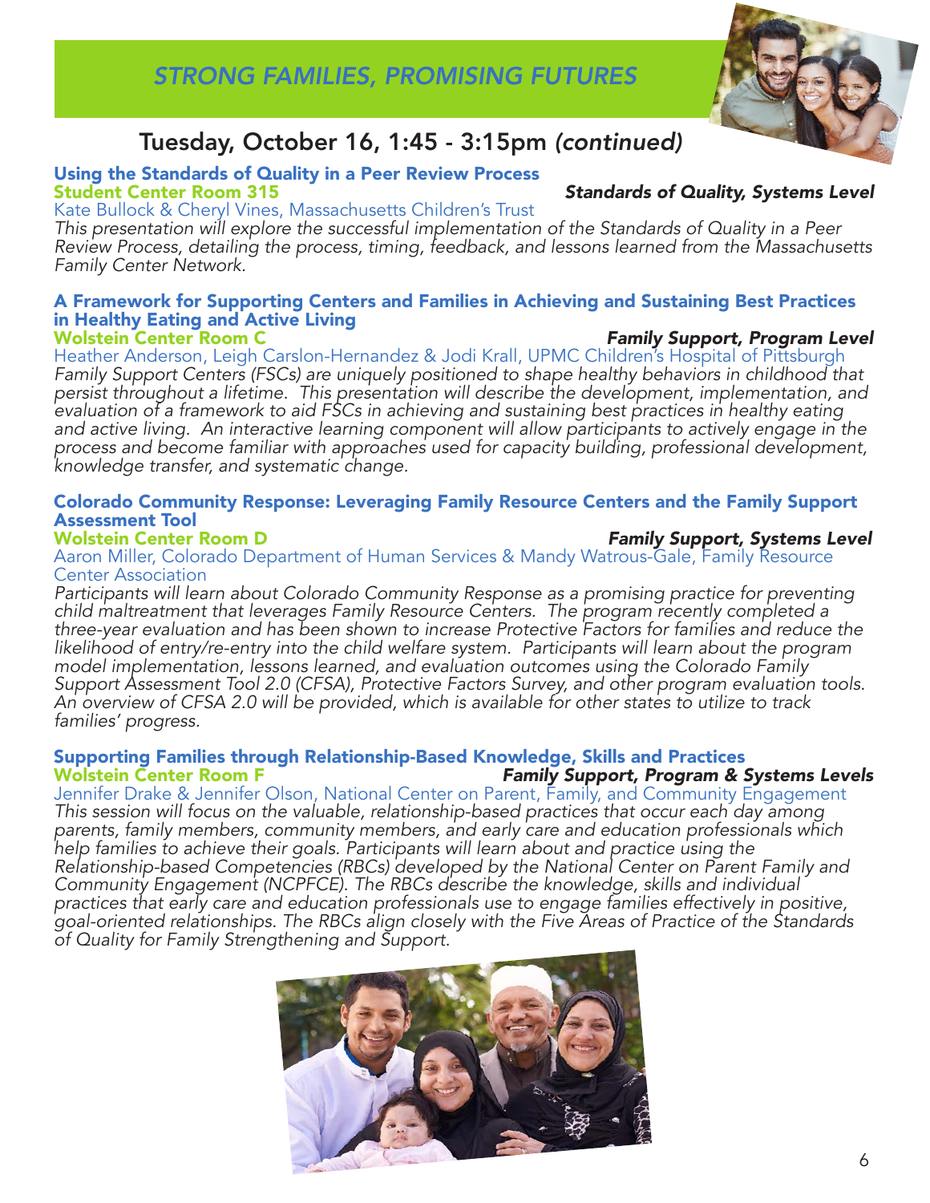## STRONG FAMILIES, PROMISING FUTURES

## Tuesday, October 16, 1:45 - 3:15pm *(continued)*

### Using the Standards of Quality in a Peer Review Process

**Student Center Room 315** — ***Standards of Quality, Systems Level***

Kate Bullock & Cheryl Vines, Massachusetts Children's Trust

*This presentation will explore the successful implementation of the Standards of Quality in a Peer Review Process, detailing the process, timing, feedback, and lessons learned from the Massachusetts Family Center Network.*

### A Framework for Supporting Centers and Families in Achieving and Sustaining Best Practices in Healthy Eating and Active Living

**Wolstein Center Room C** — ***Family Support, Program Level***

Heather Anderson, Leigh Carslon-Hernandez & Jodi Krall, UPMC Children's Hospital of Pittsburgh

*Family Support Centers (FSCs) are uniquely positioned to shape healthy behaviors in childhood that persist throughout a lifetime. This presentation will describe the development, implementation, and evaluation of a framework to aid FSCs in achieving and sustaining best practices in healthy eating and active living. An interactive learning component will allow participants to actively engage in the process and become familiar with approaches used for capacity building, professional development, knowledge transfer, and systematic change.*

### Colorado Community Response: Leveraging Family Resource Centers and the Family Support Assessment Tool

**Wolstein Center Room D** — ***Family Support, Systems Level***

Aaron Miller, Colorado Department of Human Services & Mandy Watrous-Gale, Family Resource Center Association

*Participants will learn about Colorado Community Response as a promising practice for preventing child maltreatment that leverages Family Resource Centers. The program recently completed a three-year evaluation and has been shown to increase Protective Factors for families and reduce the likelihood of entry/re-entry into the child welfare system. Participants will learn about the program model implementation, lessons learned, and evaluation outcomes using the Colorado Family Support Assessment Tool 2.0 (CFSA), Protective Factors Survey, and other program evaluation tools. An overview of CFSA 2.0 will be provided, which is available for other states to utilize to track families' progress.*

### Supporting Families through Relationship-Based Knowledge, Skills and Practices

**Wolstein Center Room F** — ***Family Support, Program & Systems Levels***

Jennifer Drake & Jennifer Olson, National Center on Parent, Family, and Community Engagement

*This session will focus on the valuable, relationship-based practices that occur each day among parents, family members, community members, and early care and education professionals which help families to achieve their goals. Participants will learn about and practice using the Relationship-based Competencies (RBCs) developed by the National Center on Parent Family and Community Engagement (NCPFCE). The RBCs describe the knowledge, skills and individual practices that early care and education professionals use to engage families effectively in positive, goal-oriented relationships. The RBCs align closely with the Five Areas of Practice of the Standards of Quality for Family Strengthening and Support.*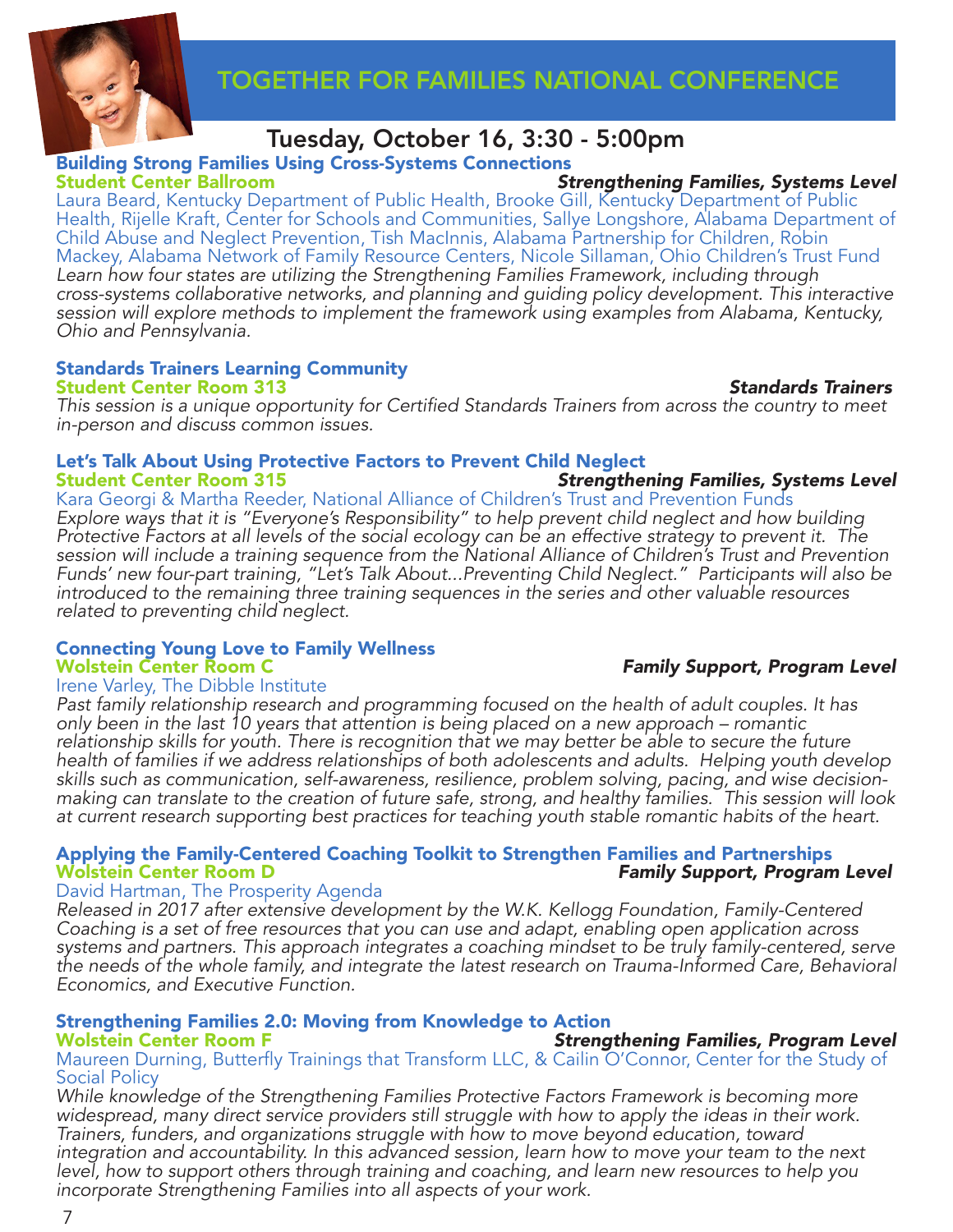# TOGETHER FOR FAMILIES NATIONAL CONFERENCE

## Tuesday, October 16, 3:30 - 5:00pm

### Building Strong Families Using Cross-Systems Connections

**Student Center Ballroom** — ***Strengthening Families, Systems Level***

Laura Beard, Kentucky Department of Public Health, Brooke Gill, Kentucky Department of Public Health, Rijelle Kraft, Center for Schools and Communities, Sallye Longshore, Alabama Department of Child Abuse and Neglect Prevention, Tish MacInnis, Alabama Partnership for Children, Robin Mackey, Alabama Network of Family Resource Centers, Nicole Sillaman, Ohio Children's Trust Fund

*Learn how four states are utilizing the Strengthening Families Framework, including through cross-systems collaborative networks, and planning and guiding policy development. This interactive session will explore methods to implement the framework using examples from Alabama, Kentucky, Ohio and Pennsylvania.*

### Standards Trainers Learning Community

**Student Center Room 313** — ***Standards Trainers***

*This session is a unique opportunity for Certified Standards Trainers from across the country to meet in-person and discuss common issues.*

### Let's Talk About Using Protective Factors to Prevent Child Neglect

**Student Center Room 315** — ***Strengthening Families, Systems Level***

Kara Georgi & Martha Reeder, National Alliance of Children's Trust and Prevention Funds

*Explore ways that it is "Everyone's Responsibility" to help prevent child neglect and how building Protective Factors at all levels of the social ecology can be an effective strategy to prevent it. The session will include a training sequence from the National Alliance of Children's Trust and Prevention Funds' new four-part training, "Let's Talk About...Preventing Child Neglect." Participants will also be introduced to the remaining three training sequences in the series and other valuable resources related to preventing child neglect.*

### Connecting Young Love to Family Wellness

**Wolstein Center Room C** — ***Family Support, Program Level***

Irene Varley, The Dibble Institute

*Past family relationship research and programming focused on the health of adult couples. It has only been in the last 10 years that attention is being placed on a new approach – romantic relationship skills for youth. There is recognition that we may better be able to secure the future health of families if we address relationships of both adolescents and adults. Helping youth develop skills such as communication, self-awareness, resilience, problem solving, pacing, and wise decision-making can translate to the creation of future safe, strong, and healthy families. This session will look at current research supporting best practices for teaching youth stable romantic habits of the heart.*

### Applying the Family-Centered Coaching Toolkit to Strengthen Families and Partnerships

**Wolstein Center Room D** — ***Family Support, Program Level***

David Hartman, The Prosperity Agenda

*Released in 2017 after extensive development by the W.K. Kellogg Foundation, Family-Centered Coaching is a set of free resources that you can use and adapt, enabling open application across systems and partners. This approach integrates a coaching mindset to be truly family-centered, serve the needs of the whole family, and integrate the latest research on Trauma-Informed Care, Behavioral Economics, and Executive Function.*

### Strengthening Families 2.0: Moving from Knowledge to Action

**Wolstein Center Room F** — ***Strengthening Families, Program Level***

Maureen Durning, Butterfly Trainings that Transform LLC, & Cailin O'Connor, Center for the Study of Social Policy

*While knowledge of the Strengthening Families Protective Factors Framework is becoming more widespread, many direct service providers still struggle with how to apply the ideas in their work. Trainers, funders, and organizations struggle with how to move beyond education, toward integration and accountability. In this advanced session, learn how to move your team to the next level, how to support others through training and coaching, and learn new resources to help you incorporate Strengthening Families into all aspects of your work.*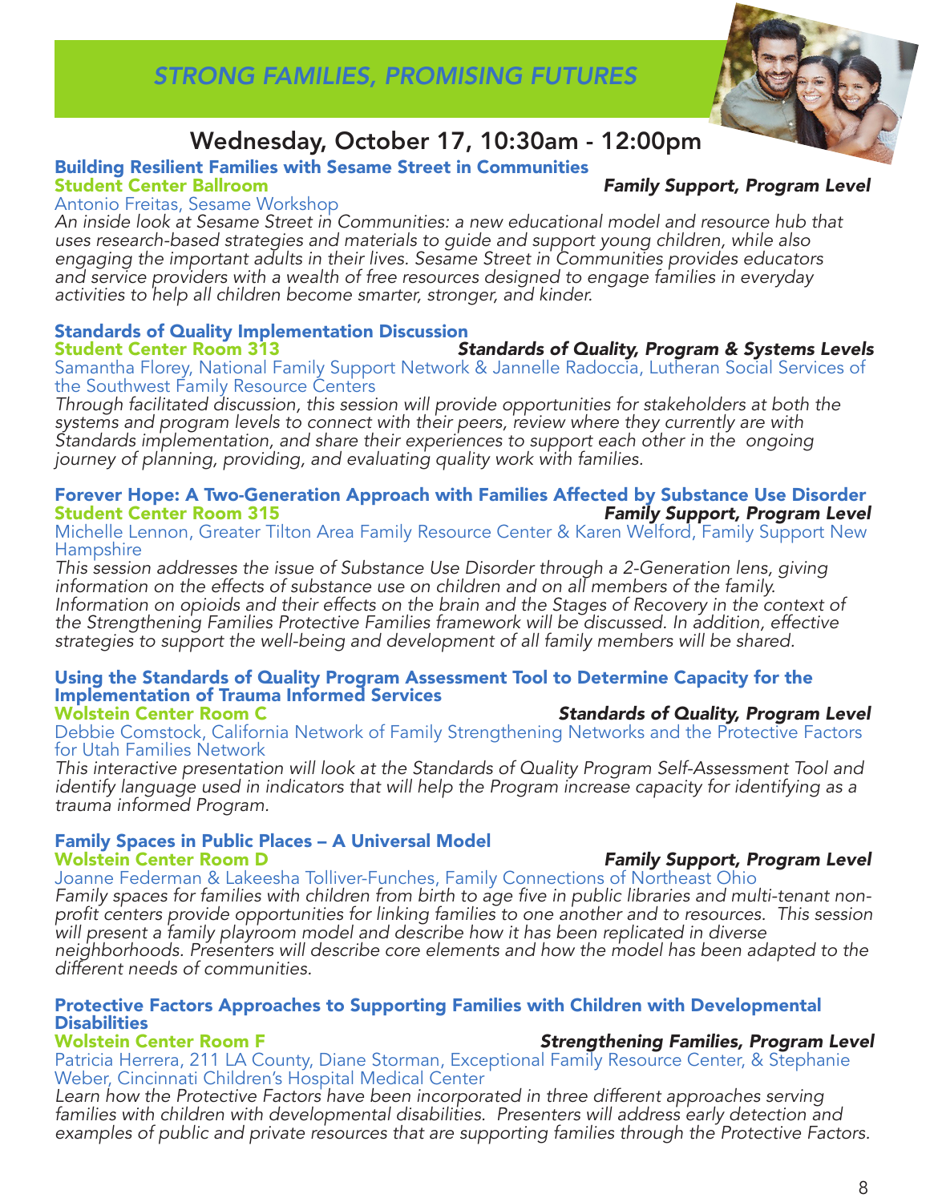# STRONG FAMILIES, PROMISING FUTURES

## Wednesday, October 17, 10:30am - 12:00pm

### Building Resilient Families with Sesame Street in Communities

**Student Center Ballroom** — ***Family Support, Program Level***

Antonio Freitas, Sesame Workshop

*An inside look at Sesame Street in Communities: a new educational model and resource hub that uses research-based strategies and materials to guide and support young children, while also engaging the important adults in their lives. Sesame Street in Communities provides educators and service providers with a wealth of free resources designed to engage families in everyday activities to help all children become smarter, stronger, and kinder.*

### Standards of Quality Implementation Discussion

**Student Center Room 313** — ***Standards of Quality, Program & Systems Levels***

Samantha Florey, National Family Support Network & Jannelle Radoccia, Lutheran Social Services of the Southwest Family Resource Centers

*Through facilitated discussion, this session will provide opportunities for stakeholders at both the systems and program levels to connect with their peers, review where they currently are with Standards implementation, and share their experiences to support each other in the ongoing journey of planning, providing, and evaluating quality work with families.*

### Forever Hope: A Two-Generation Approach with Families Affected by Substance Use Disorder

**Student Center Room 315** — ***Family Support, Program Level***

Michelle Lennon, Greater Tilton Area Family Resource Center & Karen Welford, Family Support New Hampshire

*This session addresses the issue of Substance Use Disorder through a 2-Generation lens, giving information on the effects of substance use on children and on all members of the family. Information on opioids and their effects on the brain and the Stages of Recovery in the context of the Strengthening Families Protective Families framework will be discussed. In addition, effective strategies to support the well-being and development of all family members will be shared.*

### Using the Standards of Quality Program Assessment Tool to Determine Capacity for the Implementation of Trauma Informed Services

**Wolstein Center Room C** — ***Standards of Quality, Program Level***

Debbie Comstock, California Network of Family Strengthening Networks and the Protective Factors for Utah Families Network

*This interactive presentation will look at the Standards of Quality Program Self-Assessment Tool and identify language used in indicators that will help the Program increase capacity for identifying as a trauma informed Program.*

### Family Spaces in Public Places – A Universal Model

**Wolstein Center Room D** — ***Family Support, Program Level***

Joanne Federman & Lakeesha Tolliver-Funches, Family Connections of Northeast Ohio

*Family spaces for families with children from birth to age five in public libraries and multi-tenant non-profit centers provide opportunities for linking families to one another and to resources. This session will present a family playroom model and describe how it has been replicated in diverse neighborhoods. Presenters will describe core elements and how the model has been adapted to the different needs of communities.*

### Protective Factors Approaches to Supporting Families with Children with Developmental Disabilities

**Wolstein Center Room F** — ***Strengthening Families, Program Level***

Patricia Herrera, 211 LA County, Diane Storman, Exceptional Family Resource Center, & Stephanie Weber, Cincinnati Children's Hospital Medical Center

*Learn how the Protective Factors have been incorporated in three different approaches serving families with children with developmental disabilities. Presenters will address early detection and examples of public and private resources that are supporting families through the Protective Factors.*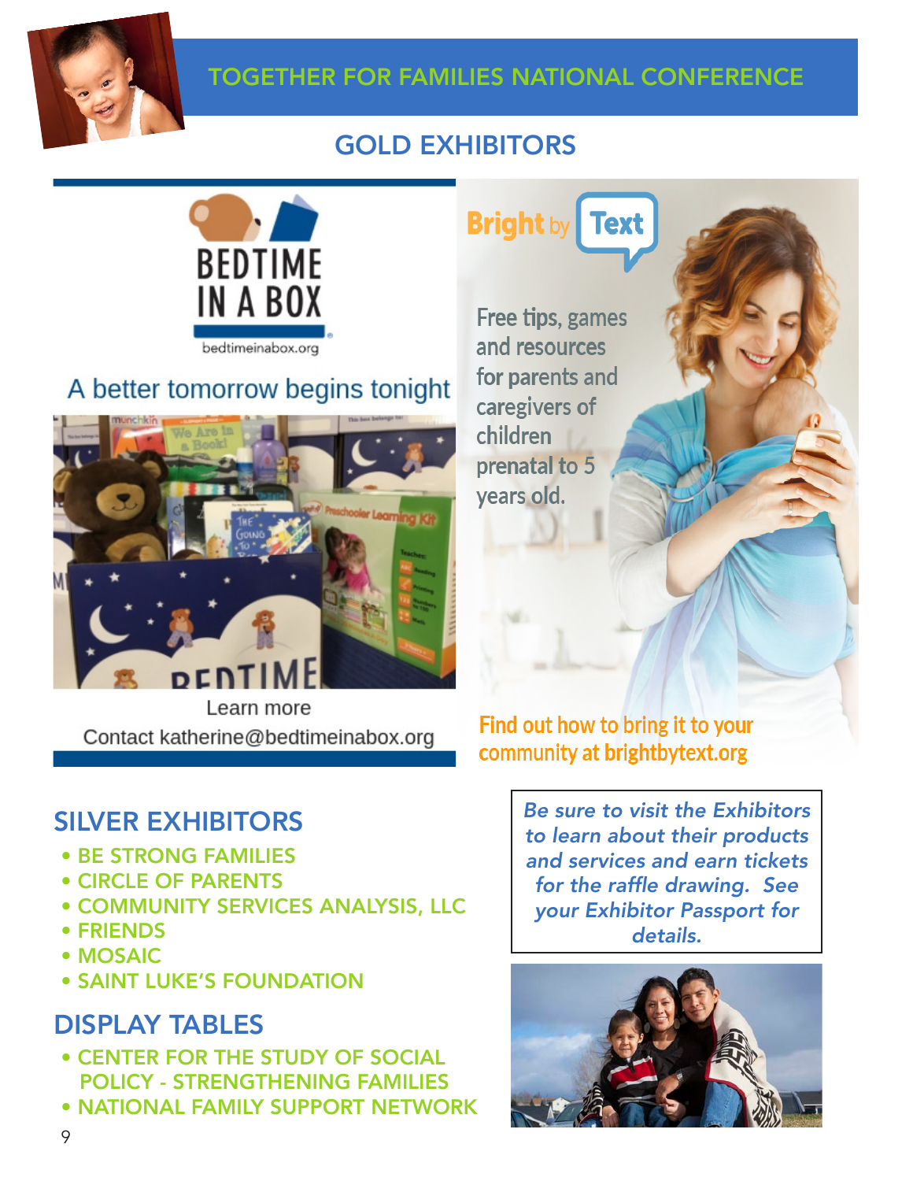## GOLD EXHIBITORS

**BEDTIME IN A BOX**

bedtimeinabox.org

A better tomorrow begins tonight

Learn more

Contact katherine@bedtimeinabox.org

**Bright by Text**

Free tips, games and resources for parents and caregivers of children prenatal to 5 years old.

Find out how to bring it to your community at **brightbytext.org**

## SILVER EXHIBITORS

- BE STRONG FAMILIES
- CIRCLE OF PARENTS
- COMMUNITY SERVICES ANALYSIS, LLC
- FRIENDS
- MOSAIC
- SAINT LUKE'S FOUNDATION

## DISPLAY TABLES

- CENTER FOR THE STUDY OF SOCIAL POLICY - STRENGTHENING FAMILIES
- NATIONAL FAMILY SUPPORT NETWORK

*Be sure to visit the Exhibitors to learn about their products and services and earn tickets for the raffle drawing. See your Exhibitor Passport for details.*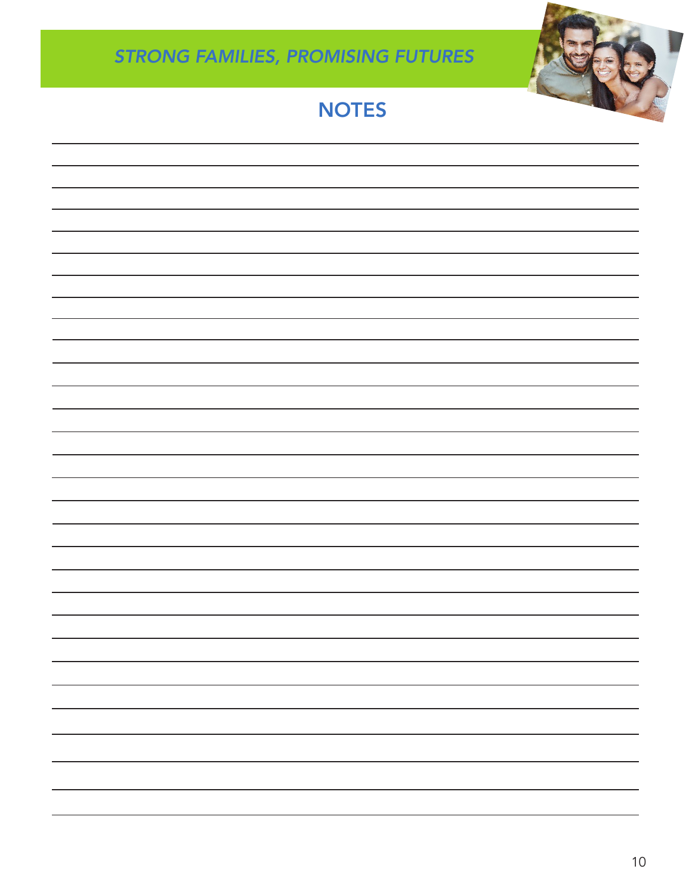# NOTES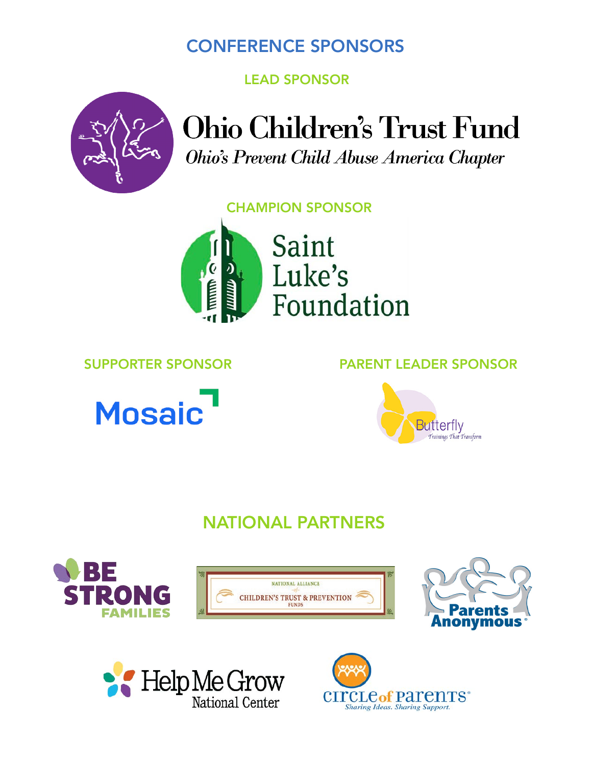# CONFERENCE SPONSORS

## LEAD SPONSOR

Ohio Children's Trust Fund

*Ohio's Prevent Child Abuse America Chapter*

## CHAMPION SPONSOR

Saint Luke's Foundation

## SUPPORTER SPONSOR

Mosaic

## PARENT LEADER SPONSOR

Butterfly

*Trainings That Transform*

## NATIONAL PARTNERS

BE STRONG FAMILIES

NATIONAL ALLIANCE of CHILDREN'S TRUST & PREVENTION FUNDS

Parents Anonymous®

Help Me Grow National Center

Circle of Parents®

*Sharing Ideas. Sharing Support.*